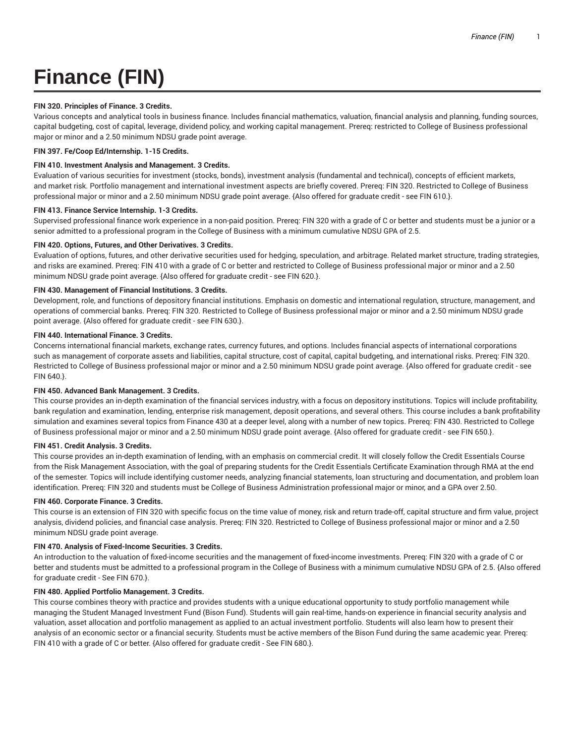# Finance (FIN)

**FIN 320. Principles of Finance. 3 Credits.**

Various concepts and analytical tools in business finance. Includes financial mathematics, valuation, financial analysis and planning, funding sources, capital budgeting, cost of capital, leverage, dividend policy, and working capital management. Prereq: restricted to College of Business professional major or minor and a 2.50 minimum NDSU grade point average.

**FIN 397. Fe/Coop Ed/Internship. 1-15 Credits.**

**FIN 410. Investment Analysis and Management. 3 Credits.**

Evaluation of various securities for investment (stocks, bonds), investment analysis (fundamental and technical), concepts of efficient markets, and market risk. Portfolio management and international investment aspects are briefly covered. Prereq: FIN 320. Restricted to College of Business professional major or minor and a 2.50 minimum NDSU grade point average. {Also offered for graduate credit - see FIN 610.}.

**FIN 413. Finance Service Internship. 1-3 Credits.**

Supervised professional finance work experience in a non-paid position. Prereq: FIN 320 with a grade of C or better and students must be a junior or a senior admitted to a professional program in the College of Business with a minimum cumulative NDSU GPA of 2.5.

**FIN 420. Options, Futures, and Other Derivatives. 3 Credits.**

Evaluation of options, futures, and other derivative securities used for hedging, speculation, and arbitrage. Related market structure, trading strategies, and risks are examined. Prereq: FIN 410 with a grade of C or better and restricted to College of Business professional major or minor and a 2.50 minimum NDSU grade point average. {Also offered for graduate credit - see FIN 620.}.

**FIN 430. Management of Financial Institutions. 3 Credits.**

Development, role, and functions of depository financial institutions. Emphasis on domestic and international regulation, structure, management, and operations of commercial banks. Prereq: FIN 320. Restricted to College of Business professional major or minor and a 2.50 minimum NDSU grade point average. {Also offered for graduate credit - see FIN 630.}.

**FIN 440. International Finance. 3 Credits.**

Concerns international financial markets, exchange rates, currency futures, and options. Includes financial aspects of international corporations such as management of corporate assets and liabilities, capital structure, cost of capital, capital budgeting, and international risks. Prereq: FIN 320. Restricted to College of Business professional major or minor and a 2.50 minimum NDSU grade point average. {Also offered for graduate credit - see FIN 640.}.

**FIN 450. Advanced Bank Management. 3 Credits.**

This course provides an in-depth examination of the financial services industry, with a focus on depository institutions. Topics will include profitability, bank regulation and examination, lending, enterprise risk management, deposit operations, and several others. This course includes a bank profitability simulation and examines several topics from Finance 430 at a deeper level, along with a number of new topics. Prereq: FIN 430. Restricted to College of Business professional major or minor and a 2.50 minimum NDSU grade point average. {Also offered for graduate credit - see FIN 650.}.

**FIN 451. Credit Analysis. 3 Credits.**

This course provides an in-depth examination of lending, with an emphasis on commercial credit. It will closely follow the Credit Essentials Course from the Risk Management Association, with the goal of preparing students for the Credit Essentials Certificate Examination through RMA at the end of the semester. Topics will include identifying customer needs, analyzing financial statements, loan structuring and documentation, and problem loan identification. Prereq: FIN 320 and students must be College of Business Administration professional major or minor, and a GPA over 2.50.

**FIN 460. Corporate Finance. 3 Credits.**

This course is an extension of FIN 320 with specific focus on the time value of money, risk and return trade-off, capital structure and firm value, project analysis, dividend policies, and financial case analysis. Prereq: FIN 320. Restricted to College of Business professional major or minor and a 2.50 minimum NDSU grade point average.

**FIN 470. Analysis of Fixed-Income Securities. 3 Credits.**

An introduction to the valuation of fixed-income securities and the management of fixed-income investments. Prereq: FIN 320 with a grade of C or better and students must be admitted to a professional program in the College of Business with a minimum cumulative NDSU GPA of 2.5. {Also offered for graduate credit - See FIN 670.}.

**FIN 480. Applied Portfolio Management. 3 Credits.**

This course combines theory with practice and provides students with a unique educational opportunity to study portfolio management while managing the Student Managed Investment Fund (Bison Fund). Students will gain real-time, hands-on experience in financial security analysis and valuation, asset allocation and portfolio management as applied to an actual investment portfolio. Students will also learn how to present their analysis of an economic sector or a financial security. Students must be active members of the Bison Fund during the same academic year. Prereq: FIN 410 with a grade of C or better. {Also offered for graduate credit - See FIN 680.}.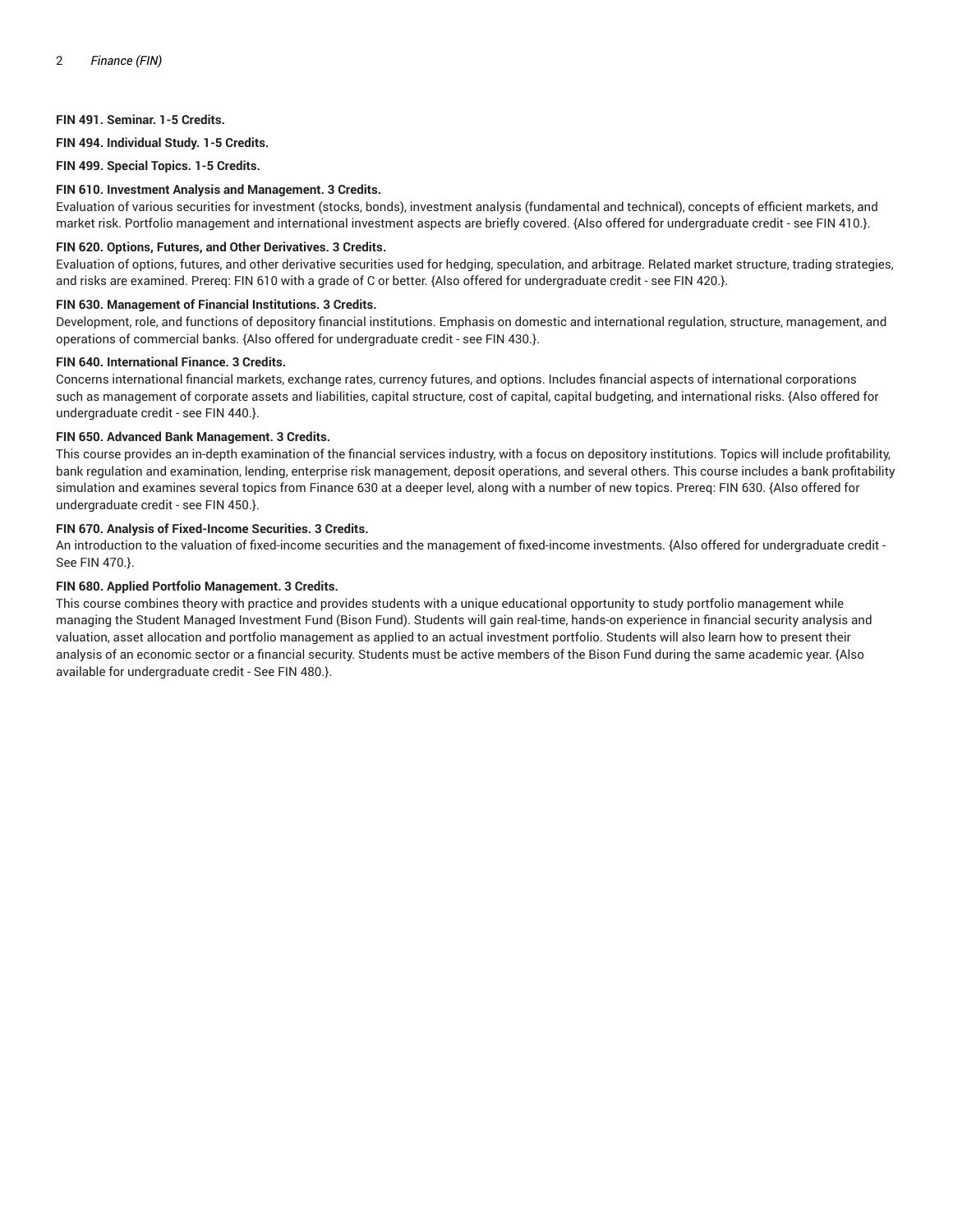**FIN 491. Seminar. 1-5 Credits.**

**FIN 494. Individual Study. 1-5 Credits.**

**FIN 499. Special Topics. 1-5 Credits.**

**FIN 610. Investment Analysis and Management. 3 Credits.**
Evaluation of various securities for investment (stocks, bonds), investment analysis (fundamental and technical), concepts of efficient markets, and market risk. Portfolio management and international investment aspects are briefly covered. {Also offered for undergraduate credit - see FIN 410.}.

**FIN 620. Options, Futures, and Other Derivatives. 3 Credits.**
Evaluation of options, futures, and other derivative securities used for hedging, speculation, and arbitrage. Related market structure, trading strategies, and risks are examined. Prereq: FIN 610 with a grade of C or better. {Also offered for undergraduate credit - see FIN 420.}.

**FIN 630. Management of Financial Institutions. 3 Credits.**
Development, role, and functions of depository financial institutions. Emphasis on domestic and international regulation, structure, management, and operations of commercial banks. {Also offered for undergraduate credit - see FIN 430.}.

**FIN 640. International Finance. 3 Credits.**
Concerns international financial markets, exchange rates, currency futures, and options. Includes financial aspects of international corporations such as management of corporate assets and liabilities, capital structure, cost of capital, capital budgeting, and international risks. {Also offered for undergraduate credit - see FIN 440.}.

**FIN 650. Advanced Bank Management. 3 Credits.**
This course provides an in-depth examination of the financial services industry, with a focus on depository institutions. Topics will include profitability, bank regulation and examination, lending, enterprise risk management, deposit operations, and several others. This course includes a bank profitability simulation and examines several topics from Finance 630 at a deeper level, along with a number of new topics. Prereq: FIN 630. {Also offered for undergraduate credit - see FIN 450.}.

**FIN 670. Analysis of Fixed-Income Securities. 3 Credits.**
An introduction to the valuation of fixed-income securities and the management of fixed-income investments. {Also offered for undergraduate credit - See FIN 470.}.

**FIN 680. Applied Portfolio Management. 3 Credits.**
This course combines theory with practice and provides students with a unique educational opportunity to study portfolio management while managing the Student Managed Investment Fund (Bison Fund). Students will gain real-time, hands-on experience in financial security analysis and valuation, asset allocation and portfolio management as applied to an actual investment portfolio. Students will also learn how to present their analysis of an economic sector or a financial security. Students must be active members of the Bison Fund during the same academic year. {Also available for undergraduate credit - See FIN 480.}.